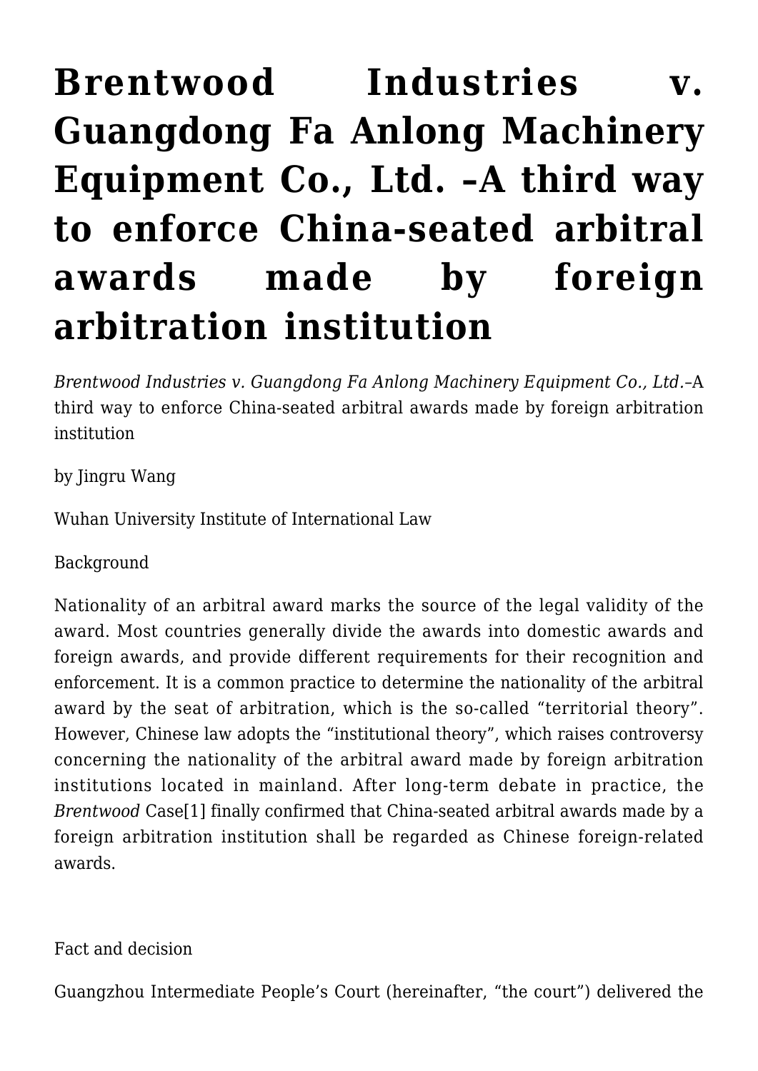# Brentwood Industries v. Guangdong Fa Anlong Machinery Equipment Co., Ltd. –A third way to enforce China-seated arbitral awards made by foreign arbitration institution

*Brentwood Industries v. Guangdong Fa Anlong Machinery Equipment Co., Ltd.*–A third way to enforce China-seated arbitral awards made by foreign arbitration institution

by Jingru Wang

Wuhan University Institute of International Law

Background

Nationality of an arbitral award marks the source of the legal validity of the award. Most countries generally divide the awards into domestic awards and foreign awards, and provide different requirements for their recognition and enforcement. It is a common practice to determine the nationality of the arbitral award by the seat of arbitration, which is the so-called "territorial theory". However, Chinese law adopts the "institutional theory", which raises controversy concerning the nationality of the arbitral award made by foreign arbitration institutions located in mainland. After long-term debate in practice, the *Brentwood* Case[1] finally confirmed that China-seated arbitral awards made by a foreign arbitration institution shall be regarded as Chinese foreign-related awards.

Fact and decision

Guangzhou Intermediate People's Court (hereinafter, "the court") delivered the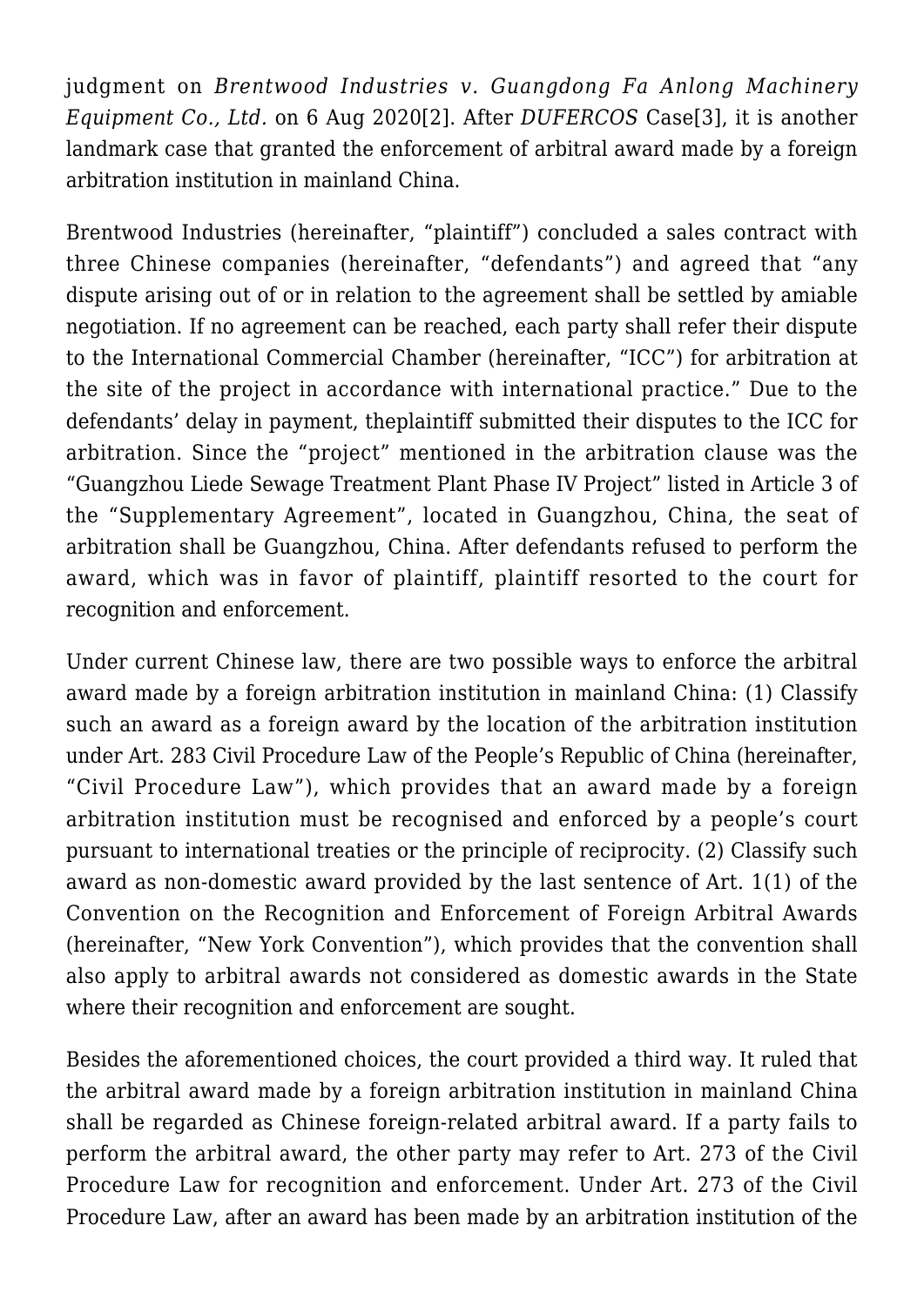judgment on *Brentwood Industries v. Guangdong Fa Anlong Machinery Equipment Co., Ltd.* on 6 Aug 2020[2]. After *DUFERCOS* Case[3], it is another landmark case that granted the enforcement of arbitral award made by a foreign arbitration institution in mainland China.

Brentwood Industries (hereinafter, "plaintiff") concluded a sales contract with three Chinese companies (hereinafter, "defendants") and agreed that "any dispute arising out of or in relation to the agreement shall be settled by amiable negotiation. If no agreement can be reached, each party shall refer their dispute to the International Commercial Chamber (hereinafter, "ICC") for arbitration at the site of the project in accordance with international practice." Due to the defendants' delay in payment, theplaintiff submitted their disputes to the ICC for arbitration. Since the "project" mentioned in the arbitration clause was the "Guangzhou Liede Sewage Treatment Plant Phase IV Project" listed in Article 3 of the "Supplementary Agreement", located in Guangzhou, China, the seat of arbitration shall be Guangzhou, China. After defendants refused to perform the award, which was in favor of plaintiff, plaintiff resorted to the court for recognition and enforcement.

Under current Chinese law, there are two possible ways to enforce the arbitral award made by a foreign arbitration institution in mainland China: (1) Classify such an award as a foreign award by the location of the arbitration institution under Art. 283 Civil Procedure Law of the People's Republic of China (hereinafter, "Civil Procedure Law"), which provides that an award made by a foreign arbitration institution must be recognised and enforced by a people's court pursuant to international treaties or the principle of reciprocity. (2) Classify such award as non-domestic award provided by the last sentence of Art. 1(1) of the Convention on the Recognition and Enforcement of Foreign Arbitral Awards (hereinafter, "New York Convention"), which provides that the convention shall also apply to arbitral awards not considered as domestic awards in the State where their recognition and enforcement are sought.

Besides the aforementioned choices, the court provided a third way. It ruled that the arbitral award made by a foreign arbitration institution in mainland China shall be regarded as Chinese foreign-related arbitral award. If a party fails to perform the arbitral award, the other party may refer to Art. 273 of the Civil Procedure Law for recognition and enforcement. Under Art. 273 of the Civil Procedure Law, after an award has been made by an arbitration institution of the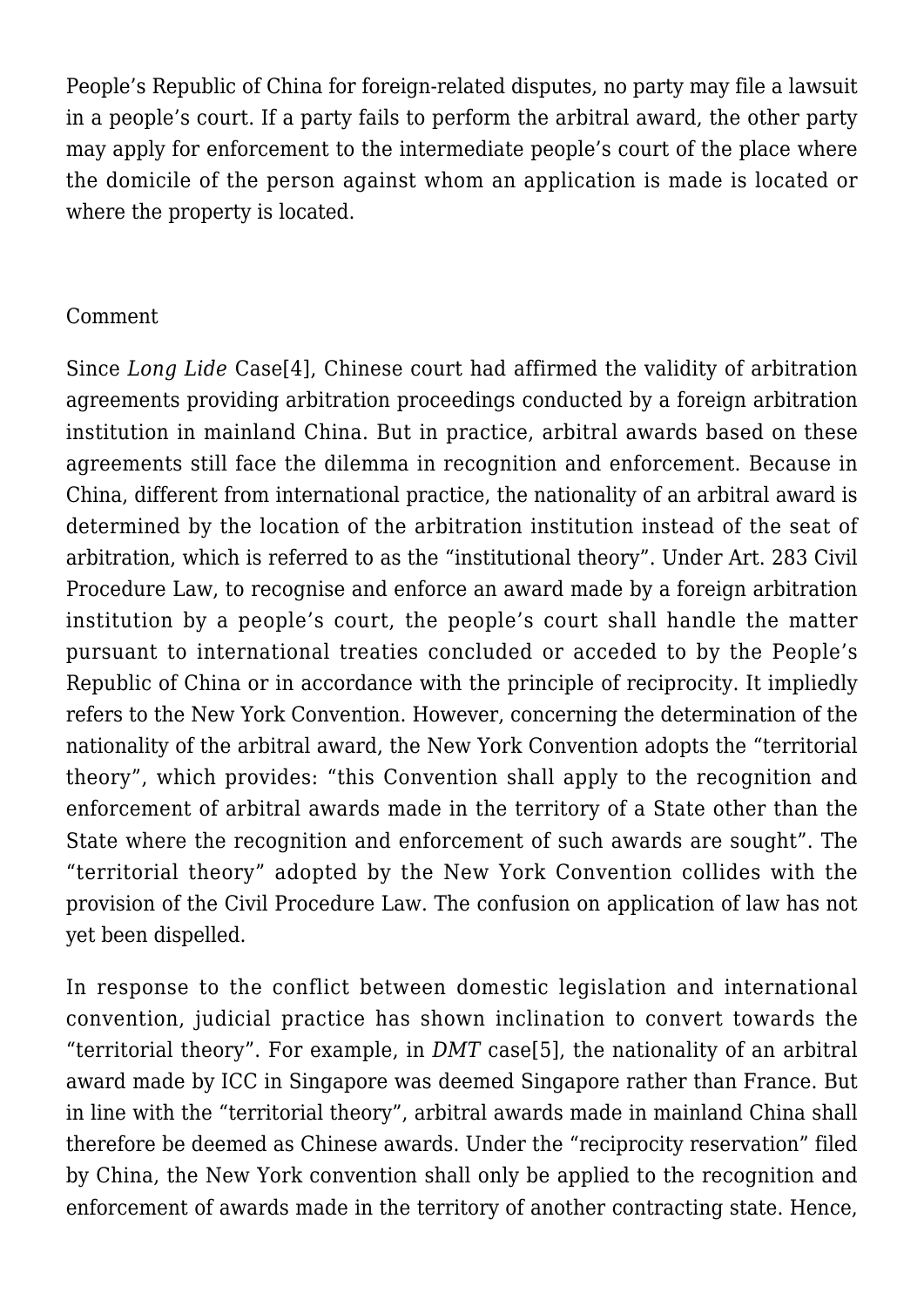People's Republic of China for foreign-related disputes, no party may file a lawsuit in a people's court. If a party fails to perform the arbitral award, the other party may apply for enforcement to the intermediate people's court of the place where the domicile of the person against whom an application is made is located or where the property is located.

## Comment

Since *Long Lide* Case[4], Chinese court had affirmed the validity of arbitration agreements providing arbitration proceedings conducted by a foreign arbitration institution in mainland China. But in practice, arbitral awards based on these agreements still face the dilemma in recognition and enforcement. Because in China, different from international practice, the nationality of an arbitral award is determined by the location of the arbitration institution instead of the seat of arbitration, which is referred to as the "institutional theory". Under Art. 283 Civil Procedure Law, to recognise and enforce an award made by a foreign arbitration institution by a people's court, the people's court shall handle the matter pursuant to international treaties concluded or acceded to by the People's Republic of China or in accordance with the principle of reciprocity. It impliedly refers to the New York Convention. However, concerning the determination of the nationality of the arbitral award, the New York Convention adopts the "territorial theory", which provides: "this Convention shall apply to the recognition and enforcement of arbitral awards made in the territory of a State other than the State where the recognition and enforcement of such awards are sought". The "territorial theory" adopted by the New York Convention collides with the provision of the Civil Procedure Law. The confusion on application of law has not yet been dispelled.

In response to the conflict between domestic legislation and international convention, judicial practice has shown inclination to convert towards the "territorial theory". For example, in *DMT* case[5], the nationality of an arbitral award made by ICC in Singapore was deemed Singapore rather than France. But in line with the "territorial theory", arbitral awards made in mainland China shall therefore be deemed as Chinese awards. Under the "reciprocity reservation" filed by China, the New York convention shall only be applied to the recognition and enforcement of awards made in the territory of another contracting state. Hence,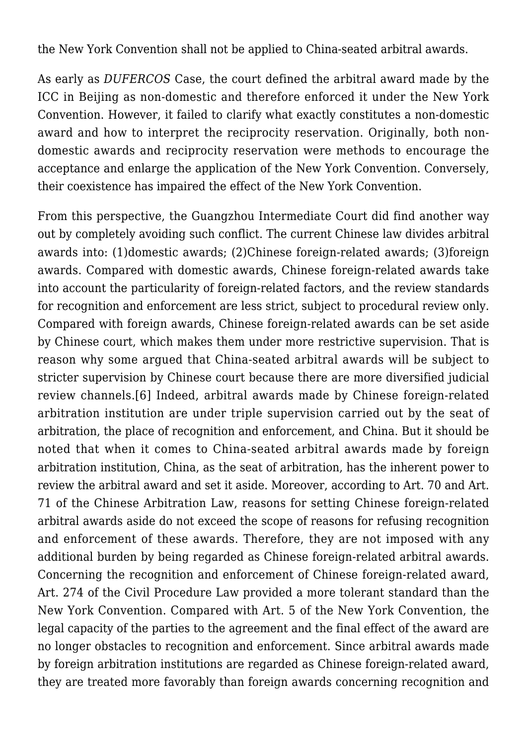the New York Convention shall not be applied to China-seated arbitral awards.

As early as *DUFERCOS* Case, the court defined the arbitral award made by the ICC in Beijing as non-domestic and therefore enforced it under the New York Convention. However, it failed to clarify what exactly constitutes a non-domestic award and how to interpret the reciprocity reservation. Originally, both non-domestic awards and reciprocity reservation were methods to encourage the acceptance and enlarge the application of the New York Convention. Conversely, their coexistence has impaired the effect of the New York Convention.

From this perspective, the Guangzhou Intermediate Court did find another way out by completely avoiding such conflict. The current Chinese law divides arbitral awards into: (1)domestic awards; (2)Chinese foreign-related awards; (3)foreign awards. Compared with domestic awards, Chinese foreign-related awards take into account the particularity of foreign-related factors, and the review standards for recognition and enforcement are less strict, subject to procedural review only. Compared with foreign awards, Chinese foreign-related awards can be set aside by Chinese court, which makes them under more restrictive supervision. That is reason why some argued that China-seated arbitral awards will be subject to stricter supervision by Chinese court because there are more diversified judicial review channels.[6] Indeed, arbitral awards made by Chinese foreign-related arbitration institution are under triple supervision carried out by the seat of arbitration, the place of recognition and enforcement, and China. But it should be noted that when it comes to China-seated arbitral awards made by foreign arbitration institution, China, as the seat of arbitration, has the inherent power to review the arbitral award and set it aside. Moreover, according to Art. 70 and Art. 71 of the Chinese Arbitration Law, reasons for setting Chinese foreign-related arbitral awards aside do not exceed the scope of reasons for refusing recognition and enforcement of these awards. Therefore, they are not imposed with any additional burden by being regarded as Chinese foreign-related arbitral awards. Concerning the recognition and enforcement of Chinese foreign-related award, Art. 274 of the Civil Procedure Law provided a more tolerant standard than the New York Convention. Compared with Art. 5 of the New York Convention, the legal capacity of the parties to the agreement and the final effect of the award are no longer obstacles to recognition and enforcement. Since arbitral awards made by foreign arbitration institutions are regarded as Chinese foreign-related award, they are treated more favorably than foreign awards concerning recognition and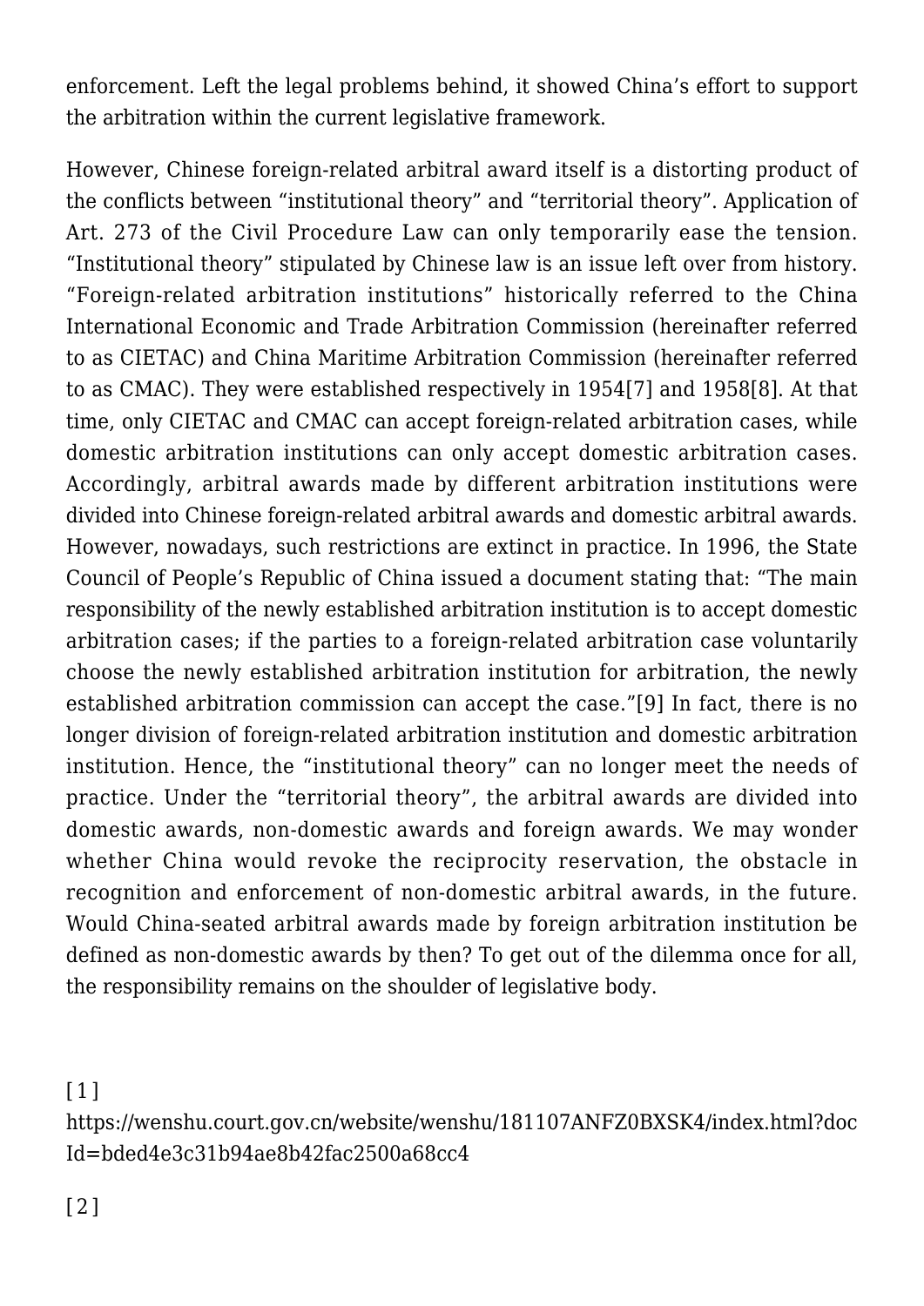enforcement. Left the legal problems behind, it showed China's effort to support the arbitration within the current legislative framework.

However, Chinese foreign-related arbitral award itself is a distorting product of the conflicts between "institutional theory" and "territorial theory". Application of Art. 273 of the Civil Procedure Law can only temporarily ease the tension. "Institutional theory" stipulated by Chinese law is an issue left over from history. "Foreign-related arbitration institutions" historically referred to the China International Economic and Trade Arbitration Commission (hereinafter referred to as CIETAC) and China Maritime Arbitration Commission (hereinafter referred to as CMAC). They were established respectively in 1954[7] and 1958[8]. At that time, only CIETAC and CMAC can accept foreign-related arbitration cases, while domestic arbitration institutions can only accept domestic arbitration cases. Accordingly, arbitral awards made by different arbitration institutions were divided into Chinese foreign-related arbitral awards and domestic arbitral awards. However, nowadays, such restrictions are extinct in practice. In 1996, the State Council of People's Republic of China issued a document stating that: "The main responsibility of the newly established arbitration institution is to accept domestic arbitration cases; if the parties to a foreign-related arbitration case voluntarily choose the newly established arbitration institution for arbitration, the newly established arbitration commission can accept the case."[9] In fact, there is no longer division of foreign-related arbitration institution and domestic arbitration institution. Hence, the "institutional theory" can no longer meet the needs of practice. Under the "territorial theory", the arbitral awards are divided into domestic awards, non-domestic awards and foreign awards. We may wonder whether China would revoke the reciprocity reservation, the obstacle in recognition and enforcement of non-domestic arbitral awards, in the future. Would China-seated arbitral awards made by foreign arbitration institution be defined as non-domestic awards by then? To get out of the dilemma once for all, the responsibility remains on the shoulder of legislative body.

[1] https://wenshu.court.gov.cn/website/wenshu/181107ANFZ0BXSK4/index.html?docId=bded4e3c31b94ae8b42fac2500a68cc4

[2]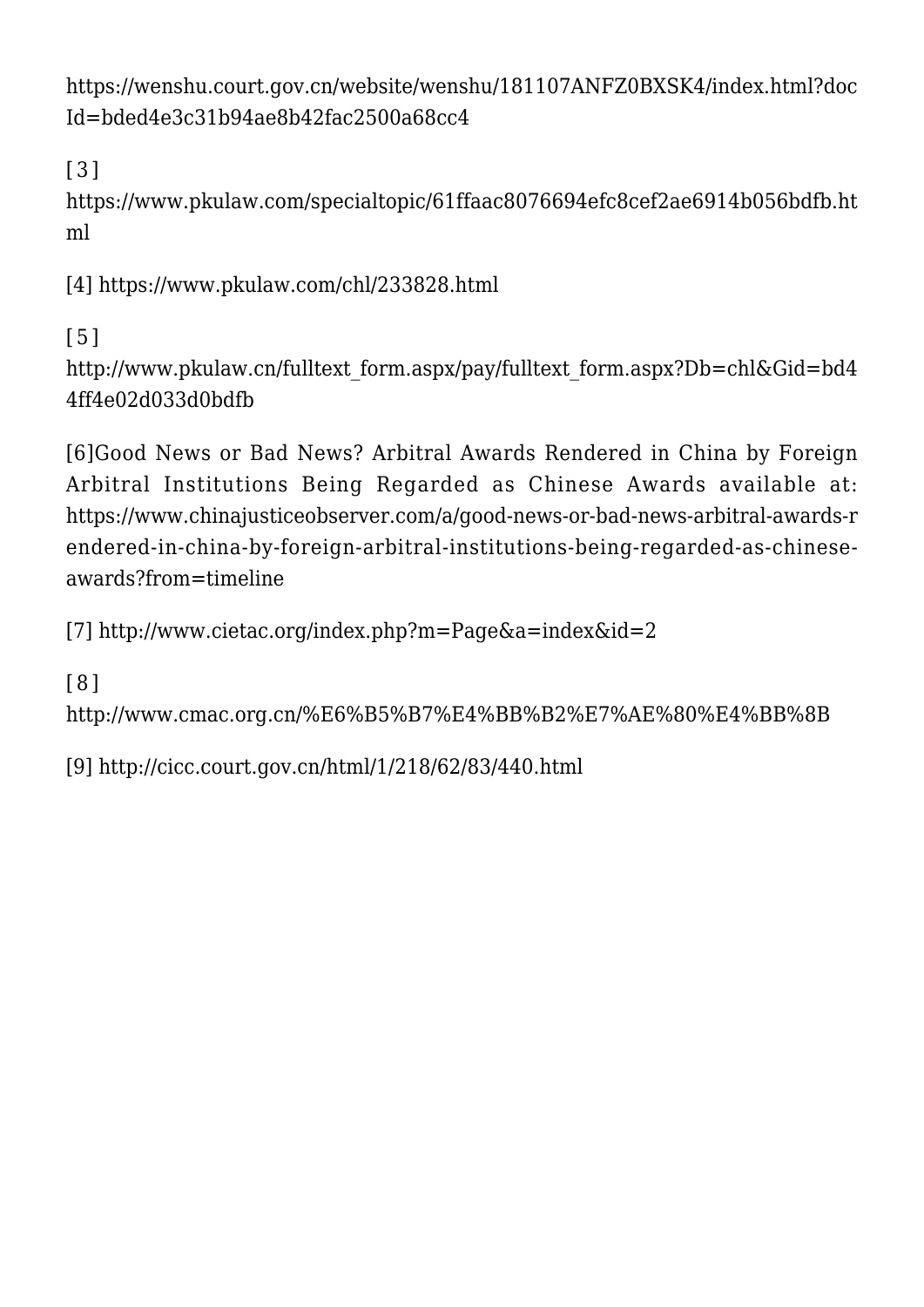https://wenshu.court.gov.cn/website/wenshu/181107ANFZ0BXSK4/index.html?docId=bded4e3c31b94ae8b42fac2500a68cc4

[3] https://www.pkulaw.com/specialtopic/61ffaac8076694efc8cef2ae6914b056bdfb.html

[4] https://www.pkulaw.com/chl/233828.html

[5] http://www.pkulaw.cn/fulltext_form.aspx/pay/fulltext_form.aspx?Db=chl&Gid=bd44ff4e02d033d0bdfb

[6]Good News or Bad News? Arbitral Awards Rendered in China by Foreign Arbitral Institutions Being Regarded as Chinese Awards available at: https://www.chinajusticeobserver.com/a/good-news-or-bad-news-arbitral-awards-rendered-in-china-by-foreign-arbitral-institutions-being-regarded-as-chinese-awards?from=timeline

[7] http://www.cietac.org/index.php?m=Page&a=index&id=2

[8] http://www.cmac.org.cn/%E6%B5%B7%E4%BB%B2%E7%AE%80%E4%BB%8B

[9] http://cicc.court.gov.cn/html/1/218/62/83/440.html